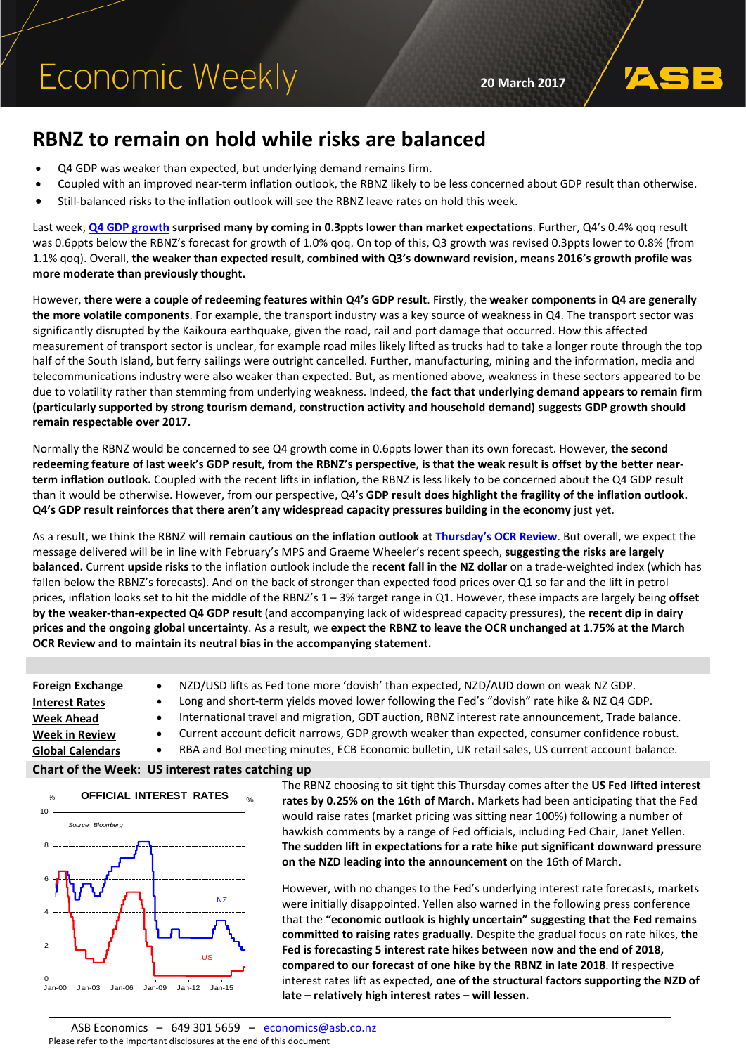# Economic Weekly

20 March 2017

## RBNZ to remain on hold while risks are balanced

- Q4 GDP was weaker than expected, but underlying demand remains firm.
- Coupled with an improved near-term inflation outlook, the RBNZ likely to be less concerned about GDP result than otherwise.
- Still-balanced risks to the inflation outlook will see the RBNZ leave rates on hold this week.

Last week, Q4 GDP growth **surprised many by coming in 0.3ppts lower than market expectations**. Further, Q4's 0.4% qoq result was 0.6ppts below the RBNZ's forecast for growth of 1.0% qoq. On top of this, Q3 growth was revised 0.3ppts lower to 0.8% (from 1.1% qoq). Overall, **the weaker than expected result, combined with Q3's downward revision, means 2016's growth profile was more moderate than previously thought.**

However, **there were a couple of redeeming features within Q4's GDP result**. Firstly, the **weaker components in Q4 are generally the more volatile components**. For example, the transport industry was a key source of weakness in Q4. The transport sector was significantly disrupted by the Kaikoura earthquake, given the road, rail and port damage that occurred. How this affected measurement of transport sector is unclear, for example road miles likely lifted as trucks had to take a longer route through the top half of the South Island, but ferry sailings were outright cancelled. Further, manufacturing, mining and the information, media and telecommunications industry were also weaker than expected. But, as mentioned above, weakness in these sectors appeared to be due to volatility rather than stemming from underlying weakness. Indeed, **the fact that underlying demand appears to remain firm (particularly supported by strong tourism demand, construction activity and household demand) suggests GDP growth should remain respectable over 2017.**

Normally the RBNZ would be concerned to see Q4 growth come in 0.6ppts lower than its own forecast. However, **the second redeeming feature of last week's GDP result, from the RBNZ's perspective, is that the weak result is offset by the better near-term inflation outlook.** Coupled with the recent lifts in inflation, the RBNZ is less likely to be concerned about the Q4 GDP result than it would be otherwise. However, from our perspective, Q4's **GDP result does highlight the fragility of the inflation outlook. Q4's GDP result reinforces that there aren't any widespread capacity pressures building in the economy** just yet.

As a result, we think the RBNZ will **remain cautious on the inflation outlook at Thursday's OCR Review**. But overall, we expect the message delivered will be in line with February's MPS and Graeme Wheeler's recent speech, **suggesting the risks are largely balanced.** Current **upside risks** to the inflation outlook include the **recent fall in the NZ dollar** on a trade-weighted index (which has fallen below the RBNZ's forecasts). And on the back of stronger than expected food prices over Q1 so far and the lift in petrol prices, inflation looks set to hit the middle of the RBNZ's 1 – 3% target range in Q1. However, these impacts are largely being **offset by the weaker-than-expected Q4 GDP result** (and accompanying lack of widespread capacity pressures), the **recent dip in dairy prices and the ongoing global uncertainty**. As a result, we **expect the RBNZ to leave the OCR unchanged at 1.75% at the March OCR Review and to maintain its neutral bias in the accompanying statement.**

| | |
|---|---|
| **Foreign Exchange** | NZD/USD lifts as Fed tone more 'dovish' than expected, NZD/AUD down on weak NZ GDP. |
| **Interest Rates** | Long and short-term yields moved lower following the Fed's "dovish" rate hike & NZ Q4 GDP. |
| **Week Ahead** | International travel and migration, GDT auction, RBNZ interest rate announcement, Trade balance. |
| **Week in Review** | Current account deficit narrows, GDP growth weaker than expected, consumer confidence robust. |
| **Global Calendars** | RBA and BoJ meeting minutes, ECB Economic bulletin, UK retail sales, US current account balance. |

### Chart of the Week: US interest rates catching up

OFFICIAL INTEREST RATES (%) — Source: Bloomberg. Series: NZ, US; Jan-00 to Jan-15.

The RBNZ choosing to sit tight this Thursday comes after the **US Fed lifted interest rates by 0.25% on the 16th of March.** Markets had been anticipating that the Fed would raise rates (market pricing was sitting near 100%) following a number of hawkish comments by a range of Fed officials, including Fed Chair, Janet Yellen. **The sudden lift in expectations for a rate hike put significant downward pressure on the NZD leading into the announcement** on the 16th of March.

However, with no changes to the Fed's underlying interest rate forecasts, markets were initially disappointed. Yellen also warned in the following press conference that the **"economic outlook is highly uncertain" suggesting that the Fed remains committed to raising rates gradually.** Despite the gradual focus on rate hikes, **the Fed is forecasting 5 interest rate hikes between now and the end of 2018, compared to our forecast of one hike by the RBNZ in late 2018**. If respective interest rates lift as expected, **one of the structural factors supporting the NZD of late – relatively high interest rates – will lessen.**

ASB Economics – 649 301 5659 – economics@asb.co.nz
Please refer to the important disclosures at the end of this document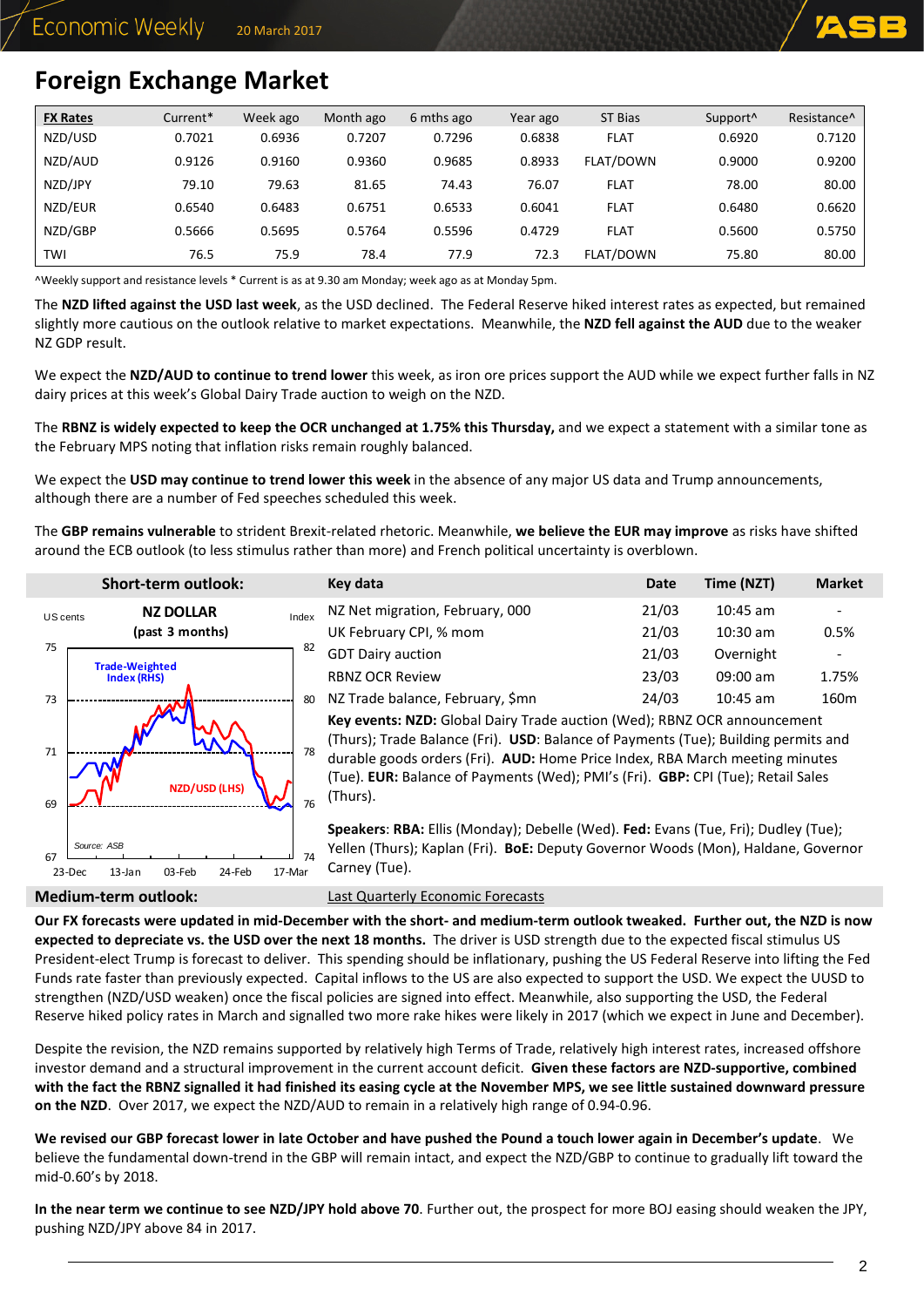# Foreign Exchange Market

| FX Rates | Current* | Week ago | Month ago | 6 mths ago | Year ago | ST Bias | Support^ | Resistance^ |
|---|---|---|---|---|---|---|---|---|
| NZD/USD | 0.7021 | 0.6936 | 0.7207 | 0.7296 | 0.6838 | FLAT | 0.6920 | 0.7120 |
| NZD/AUD | 0.9126 | 0.9160 | 0.9360 | 0.9685 | 0.8933 | FLAT/DOWN | 0.9000 | 0.9200 |
| NZD/JPY | 79.10 | 79.63 | 81.65 | 74.43 | 76.07 | FLAT | 78.00 | 80.00 |
| NZD/EUR | 0.6540 | 0.6483 | 0.6751 | 0.6533 | 0.6041 | FLAT | 0.6480 | 0.6620 |
| NZD/GBP | 0.5666 | 0.5695 | 0.5764 | 0.5596 | 0.4729 | FLAT | 0.5600 | 0.5750 |
| TWI | 76.5 | 75.9 | 78.4 | 77.9 | 72.3 | FLAT/DOWN | 75.80 | 80.00 |

^Weekly support and resistance levels * Current is as at 9.30 am Monday; week ago as at Monday 5pm.

The **NZD lifted against the USD last week**, as the USD declined. The Federal Reserve hiked interest rates as expected, but remained slightly more cautious on the outlook relative to market expectations. Meanwhile, the **NZD fell against the AUD** due to the weaker NZ GDP result.

We expect the **NZD/AUD to continue to trend lower** this week, as iron ore prices support the AUD while we expect further falls in NZ dairy prices at this week's Global Dairy Trade auction to weigh on the NZD.

The **RBNZ is widely expected to keep the OCR unchanged at 1.75% this Thursday,** and we expect a statement with a similar tone as the February MPS noting that inflation risks remain roughly balanced.

We expect the **USD may continue to trend lower this week** in the absence of any major US data and Trump announcements, although there are a number of Fed speeches scheduled this week.

The **GBP remains vulnerable** to strident Brexit-related rhetoric. Meanwhile, **we believe the EUR may improve** as risks have shifted around the ECB outlook (to less stimulus rather than more) and French political uncertainty is overblown.

## Short-term outlook:

**NZ DOLLAR (past 3 months)**

US cents (LHS: NZD/USD); Index (RHS: Trade-Weighted Index). Source: ASB

| Key data | Date | Time (NZT) | Market |
|---|---|---|---|
| NZ Net migration, February, 000 | 21/03 | 10:45 am | - |
| UK February CPI, % mom | 21/03 | 10:30 am | 0.5% |
| GDT Dairy auction | 21/03 | Overnight | - |
| RBNZ OCR Review | 23/03 | 09:00 am | 1.75% |
| NZ Trade balance, February, $mn | 24/03 | 10:45 am | 160m |

**Key events: NZD:** Global Dairy Trade auction (Wed); RBNZ OCR announcement (Thurs); Trade Balance (Fri). **USD**: Balance of Payments (Tue); Building permits and durable goods orders (Fri). **AUD:** Home Price Index, RBA March meeting minutes (Tue). **EUR:** Balance of Payments (Wed); PMI's (Fri). **GBP:** CPI (Tue); Retail Sales (Thurs).

**Speakers**: **RBA:** Ellis (Monday); Debelle (Wed). **Fed:** Evans (Tue, Fri); Dudley (Tue); Yellen (Thurs); Kaplan (Fri). **BoE:** Deputy Governor Woods (Mon), Haldane, Governor Carney (Tue).

## Medium-term outlook:

Last Quarterly Economic Forecasts

**Our FX forecasts were updated in mid-December with the short- and medium-term outlook tweaked. Further out, the NZD is now expected to depreciate vs. the USD over the next 18 months.** The driver is USD strength due to the expected fiscal stimulus US President-elect Trump is forecast to deliver. This spending should be inflationary, pushing the US Federal Reserve into lifting the Fed Funds rate faster than previously expected. Capital inflows to the US are also expected to support the USD. We expect the UUSD to strengthen (NZD/USD weaken) once the fiscal policies are signed into effect. Meanwhile, also supporting the USD, the Federal Reserve hiked policy rates in March and signalled two more rake hikes were likely in 2017 (which we expect in June and December).

Despite the revision, the NZD remains supported by relatively high Terms of Trade, relatively high interest rates, increased offshore investor demand and a structural improvement in the current account deficit. **Given these factors are NZD-supportive, combined with the fact the RBNZ signalled it had finished its easing cycle at the November MPS, we see little sustained downward pressure on the NZD**. Over 2017, we expect the NZD/AUD to remain in a relatively high range of 0.94-0.96.

**We revised our GBP forecast lower in late October and have pushed the Pound a touch lower again in December's update**. We believe the fundamental down-trend in the GBP will remain intact, and expect the NZD/GBP to continue to gradually lift toward the mid-0.60's by 2018.

**In the near term we continue to see NZD/JPY hold above 70**. Further out, the prospect for more BOJ easing should weaken the JPY, pushing NZD/JPY above 84 in 2017.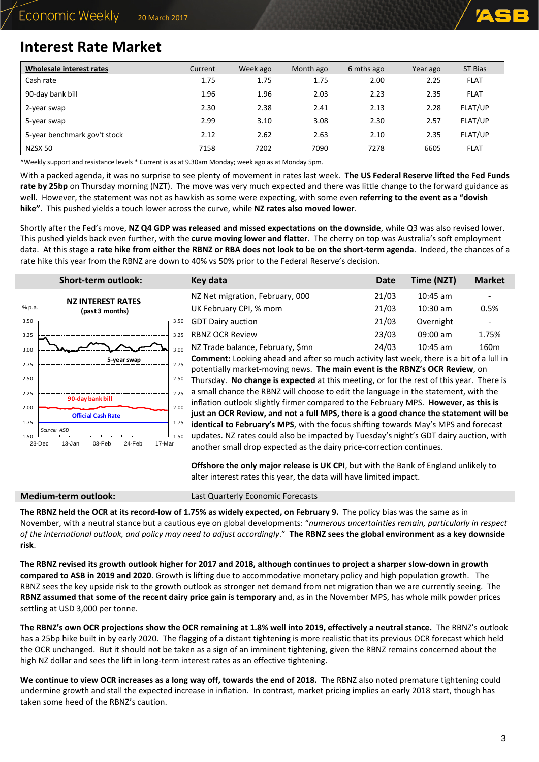## Interest Rate Market

| Wholesale interest rates | Current | Week ago | Month ago | 6 mths ago | Year ago | ST Bias |
|---|---|---|---|---|---|---|
| Cash rate | 1.75 | 1.75 | 1.75 | 2.00 | 2.25 | FLAT |
| 90-day bank bill | 1.96 | 1.96 | 2.03 | 2.23 | 2.35 | FLAT |
| 2-year swap | 2.30 | 2.38 | 2.41 | 2.13 | 2.28 | FLAT/UP |
| 5-year swap | 2.99 | 3.10 | 3.08 | 2.30 | 2.57 | FLAT/UP |
| 5-year benchmark gov't stock | 2.12 | 2.62 | 2.63 | 2.10 | 2.35 | FLAT/UP |
| NZSX 50 | 7158 | 7202 | 7090 | 7278 | 6605 | FLAT |

^Weekly support and resistance levels * Current is as at 9.30am Monday; week ago as at Monday 5pm.

With a packed agenda, it was no surprise to see plenty of movement in rates last week. **The US Federal Reserve lifted the Fed Funds rate by 25bp** on Thursday morning (NZT). The move was very much expected and there was little change to the forward guidance as well. However, the statement was not as hawkish as some were expecting, with some even **referring to the event as a "dovish hike"**. This pushed yields a touch lower across the curve, while **NZ rates also moved lower**.

Shortly after the Fed's move, **NZ Q4 GDP was released and missed expectations on the downside**, while Q3 was also revised lower. This pushed yields back even further, with the **curve moving lower and flatter**. The cherry on top was Australia's soft employment data. At this stage **a rate hike from either the RBNZ or RBA does not look to be on the short-term agenda**. Indeed, the chances of a rate hike this year from the RBNZ are down to 40% vs 50% prior to the Federal Reserve's decision.

### Short-term outlook:

**NZ INTEREST RATES** (past 3 months)

% p.a. — 5-year swap; 90-day bank bill; Official Cash Rate. Source: ASB

| Key data | Date | Time (NZT) | Market |
|---|---|---|---|
| NZ Net migration, February, 000 | 21/03 | 10:45 am | - |
| UK February CPI, % mom | 21/03 | 10:30 am | 0.5% |
| GDT Dairy auction | 21/03 | Overnight | - |
| RBNZ OCR Review | 23/03 | 09:00 am | 1.75% |
| NZ Trade balance, February, $mn | 24/03 | 10:45 am | 160m |

**Comment:** Looking ahead and after so much activity last week, there is a bit of a lull in potentially market-moving news. **The main event is the RBNZ's OCR Review**, on Thursday. **No change is expected** at this meeting, or for the rest of this year. There is a small chance the RBNZ will choose to edit the language in the statement, with the inflation outlook slightly firmer compared to the February MPS. **However, as this is just an OCR Review, and not a full MPS, there is a good chance the statement will be identical to February's MPS**, with the focus shifting towards May's MPS and forecast updates. NZ rates could also be impacted by Tuesday's night's GDT dairy auction, with another small drop expected as the dairy price-correction continues.

**Offshore the only major release is UK CPI**, but with the Bank of England unlikely to alter interest rates this year, the data will have limited impact.

### Medium-term outlook:

Last Quarterly Economic Forecasts

**The RBNZ held the OCR at its record-low of 1.75% as widely expected, on February 9.** The policy bias was the same as in November, with a neutral stance but a cautious eye on global developments: "*numerous uncertainties remain, particularly in respect of the international outlook, and policy may need to adjust accordingly*." **The RBNZ sees the global environment as a key downside risk**.

**The RBNZ revised its growth outlook higher for 2017 and 2018, although continues to project a sharper slow-down in growth compared to ASB in 2019 and 2020**. Growth is lifting due to accommodative monetary policy and high population growth. The RBNZ sees the key upside risk to the growth outlook as stronger net demand from net migration than we are currently seeing. The **RBNZ assumed that some of the recent dairy price gain is temporary** and, as in the November MPS, has whole milk powder prices settling at USD 3,000 per tonne.

**The RBNZ's own OCR projections show the OCR remaining at 1.8% well into 2019, effectively a neutral stance.** The RBNZ's outlook has a 25bp hike built in by early 2020. The flagging of a distant tightening is more realistic that its previous OCR forecast which held the OCR unchanged. But it should not be taken as a sign of an imminent tightening, given the RBNZ remains concerned about the high NZ dollar and sees the lift in long-term interest rates as an effective tightening.

**We continue to view OCR increases as a long way off, towards the end of 2018.** The RBNZ also noted premature tightening could undermine growth and stall the expected increase in inflation. In contrast, market pricing implies an early 2018 start, though has taken some heed of the RBNZ's caution.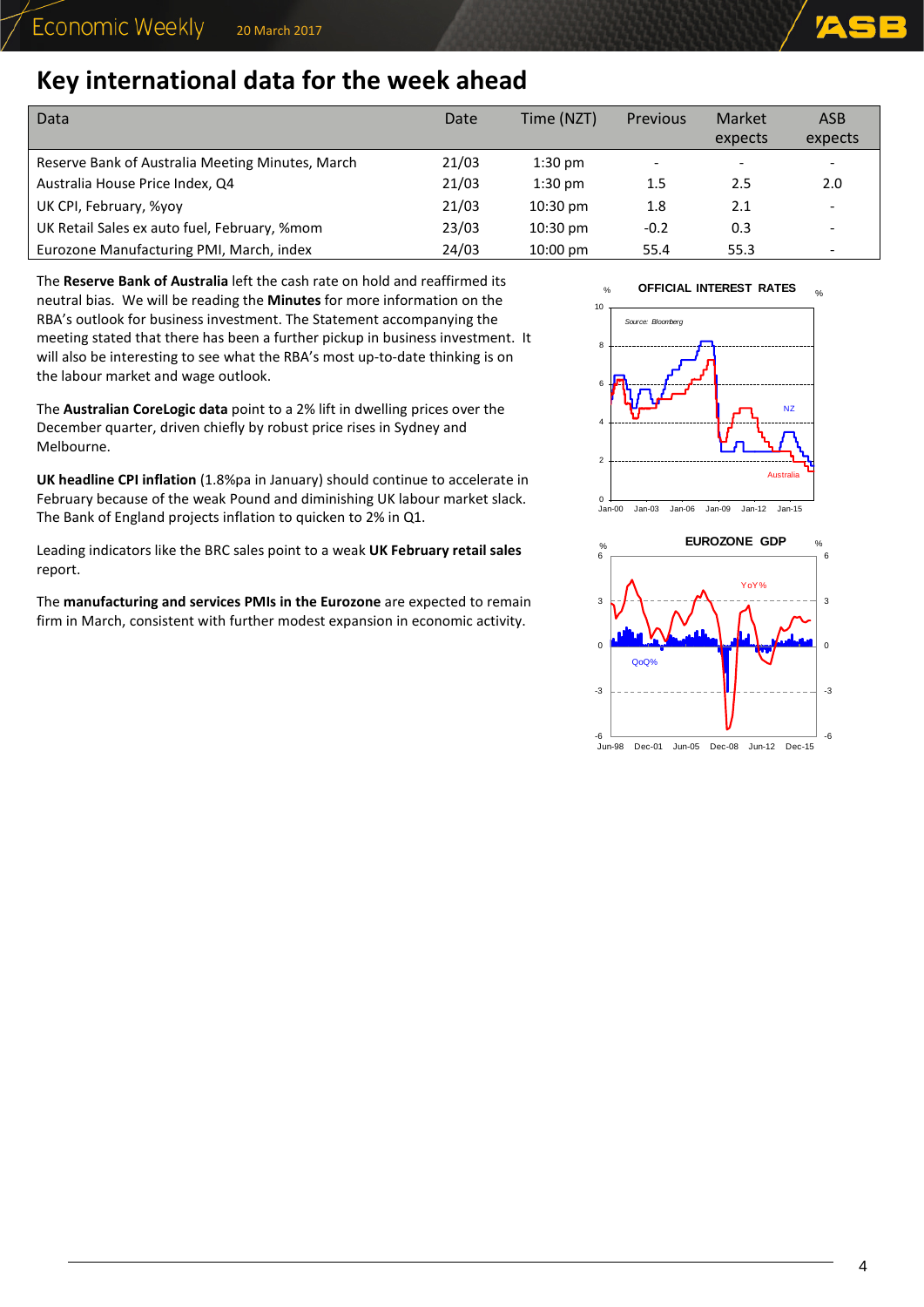## Key international data for the week ahead

| Data | Date | Time (NZT) | Previous | Market expects | ASB expects |
|---|---|---|---|---|---|
| Reserve Bank of Australia Meeting Minutes, March | 21/03 | 1:30 pm | - | - | - |
| Australia House Price Index, Q4 | 21/03 | 1:30 pm | 1.5 | 2.5 | 2.0 |
| UK CPI, February, %yoy | 21/03 | 10:30 pm | 1.8 | 2.1 | - |
| UK Retail Sales ex auto fuel, February, %mom | 23/03 | 10:30 pm | -0.2 | 0.3 | - |
| Eurozone Manufacturing PMI, March, index | 24/03 | 10:00 pm | 55.4 | 55.3 | - |

The **Reserve Bank of Australia** left the cash rate on hold and reaffirmed its neutral bias. We will be reading the **Minutes** for more information on the RBA's outlook for business investment. The Statement accompanying the meeting stated that there has been a further pickup in business investment. It will also be interesting to see what the RBA's most up-to-date thinking is on the labour market and wage outlook.

The **Australian CoreLogic data** point to a 2% lift in dwelling prices over the December quarter, driven chiefly by robust price rises in Sydney and Melbourne.

**UK headline CPI inflation** (1.8%pa in January) should continue to accelerate in February because of the weak Pound and diminishing UK labour market slack. The Bank of England projects inflation to quicken to 2% in Q1.

Leading indicators like the BRC sales point to a weak **UK February retail sales** report.

The **manufacturing and services PMIs in the Eurozone** are expected to remain firm in March, consistent with further modest expansion in economic activity.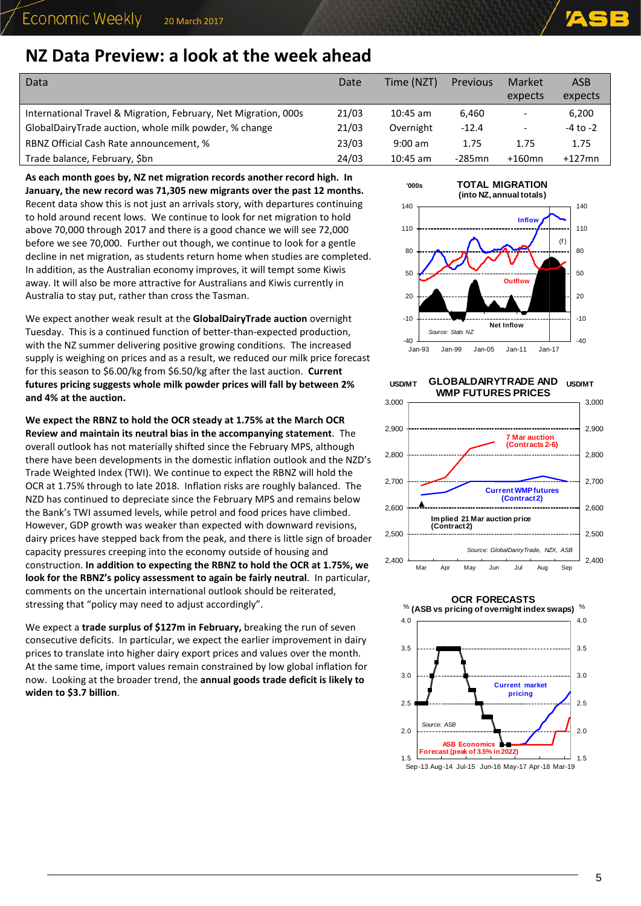## NZ Data Preview: a look at the week ahead

| Data | Date | Time (NZT) | Previous | Market expects | ASB expects |
|---|---|---|---|---|---|
| International Travel & Migration, February, Net Migration, 000s | 21/03 | 10:45 am | 6,460 | - | 6,200 |
| GlobalDairyTrade auction, whole milk powder, % change | 21/03 | Overnight | -12.4 | - | -4 to -2 |
| RBNZ Official Cash Rate announcement, % | 23/03 | 9:00 am | 1.75 | 1.75 | 1.75 |
| Trade balance, February, $bn | 24/03 | 10:45 am | -285mn | +160mn | +127mn |

**As each month goes by, NZ net migration records another record high. In January, the new record was 71,305 new migrants over the past 12 months.** Recent data show this is not just an arrivals story, with departures continuing to hold around recent lows. We continue to look for net migration to hold above 70,000 through 2017 and there is a good chance we will see 72,000 before we see 70,000. Further out though, we continue to look for a gentle decline in net migration, as students return home when studies are completed. In addition, as the Australian economy improves, it will tempt some Kiwis away. It will also be more attractive for Australians and Kiwis currently in Australia to stay put, rather than cross the Tasman.

We expect another weak result at the **GlobalDairyTrade auction** overnight Tuesday. This is a continued function of better-than-expected production, with the NZ summer delivering positive growing conditions. The increased supply is weighing on prices and as a result, we reduced our milk price forecast for this season to $6.00/kg from $6.50/kg after the last auction. **Current futures pricing suggests whole milk powder prices will fall by between 2% and 4% at the auction.**

**We expect the RBNZ to hold the OCR steady at 1.75% at the March OCR Review and maintain its neutral bias in the accompanying statement**. The overall outlook has not materially shifted since the February MPS, although there have been developments in the domestic inflation outlook and the NZD's Trade Weighted Index (TWI). We continue to expect the RBNZ will hold the OCR at 1.75% through to late 2018. Inflation risks are roughly balanced. The NZD has continued to depreciate since the February MPS and remains below the Bank's TWI assumed levels, while petrol and food prices have climbed. However, GDP growth was weaker than expected with downward revisions, dairy prices have stepped back from the peak, and there is little sign of broader capacity pressures creeping into the economy outside of housing and construction. **In addition to expecting the RBNZ to hold the OCR at 1.75%, we look for the RBNZ's policy assessment to again be fairly neutral**. In particular, comments on the uncertain international outlook should be reiterated, stressing that "policy may need to adjust accordingly".

We expect a **trade surplus of $127m in February,** breaking the run of seven consecutive deficits. In particular, we expect the earlier improvement in dairy prices to translate into higher dairy export prices and values over the month. At the same time, import values remain constrained by low global inflation for now. Looking at the broader trend, the **annual goods trade deficit is likely to widen to $3.7 billion**.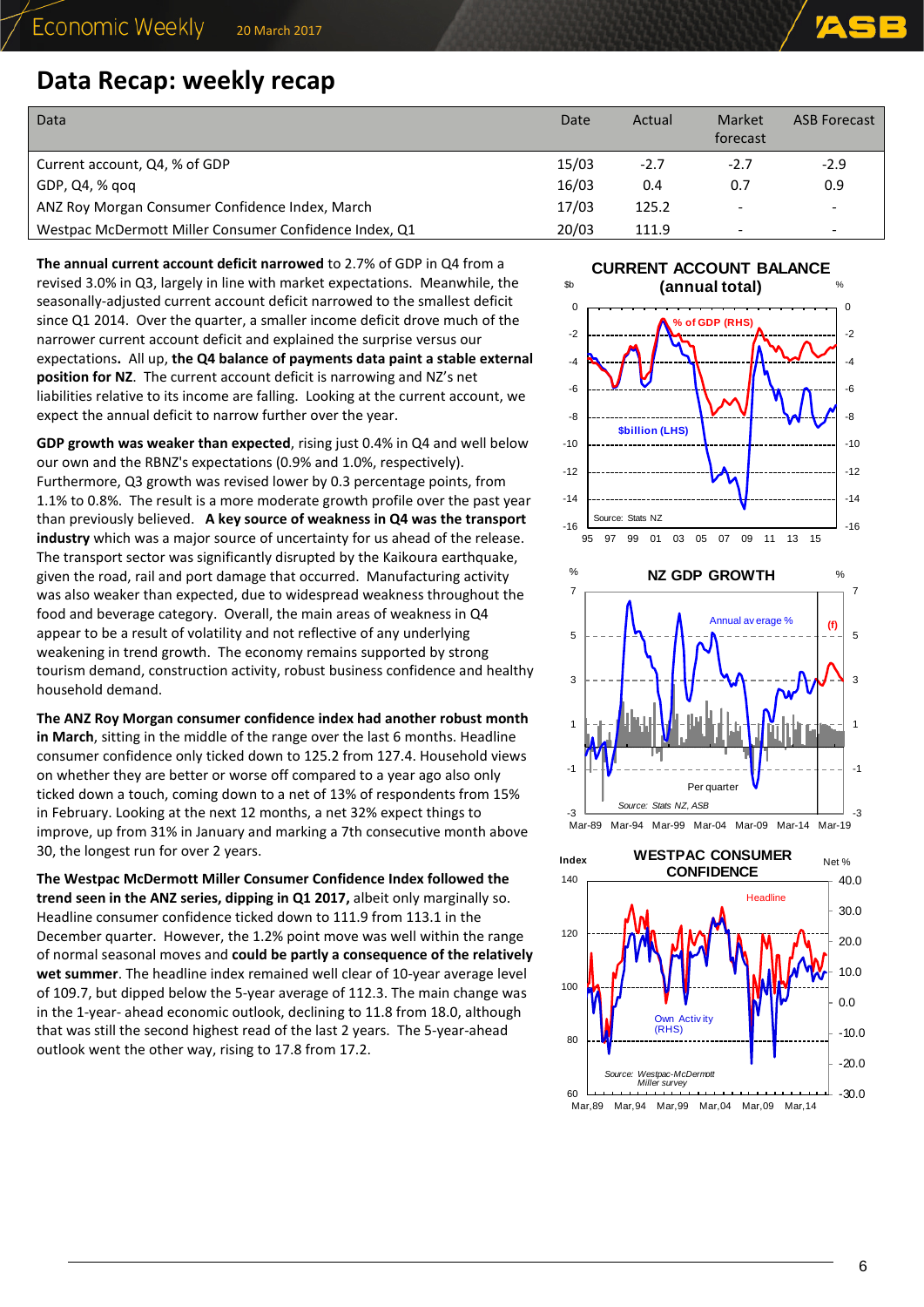## Data Recap: weekly recap

| Data | Date | Actual | Market forecast | ASB Forecast |
|---|---|---|---|---|
| Current account, Q4, % of GDP | 15/03 | -2.7 | -2.7 | -2.9 |
| GDP, Q4, % qoq | 16/03 | 0.4 | 0.7 | 0.9 |
| ANZ Roy Morgan Consumer Confidence Index, March | 17/03 | 125.2 | - | - |
| Westpac McDermott Miller Consumer Confidence Index, Q1 | 20/03 | 111.9 | - | - |

**The annual current account deficit narrowed** to 2.7% of GDP in Q4 from a revised 3.0% in Q3, largely in line with market expectations. Meanwhile, the seasonally-adjusted current account deficit narrowed to the smallest deficit since Q1 2014. Over the quarter, a smaller income deficit drove much of the narrower current account deficit and explained the surprise versus our expectations**.** All up, **the Q4 balance of payments data paint a stable external position for NZ**. The current account deficit is narrowing and NZ's net liabilities relative to its income are falling. Looking at the current account, we expect the annual deficit to narrow further over the year.

**GDP growth was weaker than expected**, rising just 0.4% in Q4 and well below our own and the RBNZ's expectations (0.9% and 1.0%, respectively). Furthermore, Q3 growth was revised lower by 0.3 percentage points, from 1.1% to 0.8%. The result is a more moderate growth profile over the past year than previously believed. **A key source of weakness in Q4 was the transport industry** which was a major source of uncertainty for us ahead of the release. The transport sector was significantly disrupted by the Kaikoura earthquake, given the road, rail and port damage that occurred. Manufacturing activity was also weaker than expected, due to widespread weakness throughout the food and beverage category. Overall, the main areas of weakness in Q4 appear to be a result of volatility and not reflective of any underlying weakening in trend growth. The economy remains supported by strong tourism demand, construction activity, robust business confidence and healthy household demand.

**The ANZ Roy Morgan consumer confidence index had another robust month in March**, sitting in the middle of the range over the last 6 months. Headline consumer confidence only ticked down to 125.2 from 127.4. Household views on whether they are better or worse off compared to a year ago also only ticked down a touch, coming down to a net of 13% of respondents from 15% in February. Looking at the next 12 months, a net 32% expect things to improve, up from 31% in January and marking a 7th consecutive month above 30, the longest run for over 2 years.

**The Westpac McDermott Miller Consumer Confidence Index followed the trend seen in the ANZ series, dipping in Q1 2017,** albeit only marginally so. Headline consumer confidence ticked down to 111.9 from 113.1 in the December quarter. However, the 1.2% point move was well within the range of normal seasonal moves and **could be partly a consequence of the relatively wet summer**. The headline index remained well clear of 10-year average level of 109.7, but dipped below the 5-year average of 112.3. The main change was in the 1-year- ahead economic outlook, declining to 11.8 from 18.0, although that was still the second highest read of the last 2 years. The 5-year-ahead outlook went the other way, rising to 17.8 from 17.2.

**CURRENT ACCOUNT BALANCE (annual total)**

Source: Stats NZ

**NZ GDP GROWTH**

Source: Stats NZ, ASB

**WESTPAC CONSUMER CONFIDENCE**

Source: Westpac-McDermott Miller survey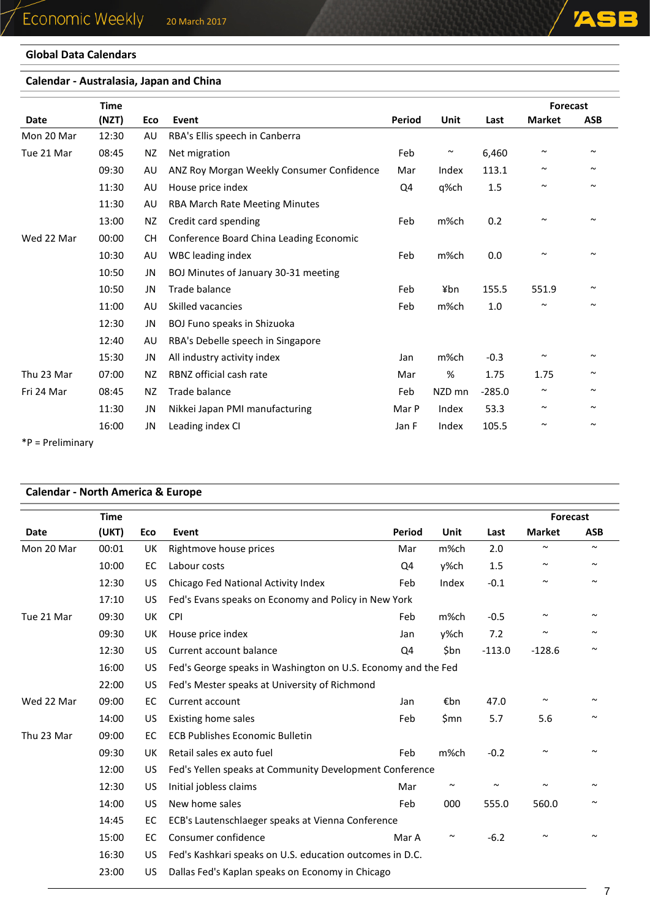## Global Data Calendars

### Calendar - Australasia, Japan and China

| Date | Time (NZT) | Eco | Event | Period | Unit | Last | Forecast Market | Forecast ASB |
|---|---|---|---|---|---|---|---|---|
| Mon 20 Mar | 12:30 | AU | RBA's Ellis speech in Canberra | | | | | |
| Tue 21 Mar | 08:45 | NZ | Net migration | Feb | ~ | 6,460 | ~ | ~ |
| | 09:30 | AU | ANZ Roy Morgan Weekly Consumer Confidence | Mar | Index | 113.1 | ~ | ~ |
| | 11:30 | AU | House price index | Q4 | q%ch | 1.5 | ~ | ~ |
| | 11:30 | AU | RBA March Rate Meeting Minutes | | | | | |
| | 13:00 | NZ | Credit card spending | Feb | m%ch | 0.2 | ~ | ~ |
| Wed 22 Mar | 00:00 | CH | Conference Board China Leading Economic | | | | | |
| | 10:30 | AU | WBC leading index | Feb | m%ch | 0.0 | ~ | ~ |
| | 10:50 | JN | BOJ Minutes of January 30-31 meeting | | | | | |
| | 10:50 | JN | Trade balance | Feb | ¥bn | 155.5 | 551.9 | ~ |
| | 11:00 | AU | Skilled vacancies | Feb | m%ch | 1.0 | ~ | ~ |
| | 12:30 | JN | BOJ Funo speaks in Shizuoka | | | | | |
| | 12:40 | AU | RBA's Debelle speech in Singapore | | | | | |
| | 15:30 | JN | All industry activity index | Jan | m%ch | -0.3 | ~ | ~ |
| Thu 23 Mar | 07:00 | NZ | RBNZ official cash rate | Mar | % | 1.75 | 1.75 | ~ |
| Fri 24 Mar | 08:45 | NZ | Trade balance | Feb | NZD mn | -285.0 | ~ | ~ |
| | 11:30 | JN | Nikkei Japan PMI manufacturing | Mar P | Index | 53.3 | ~ | ~ |
| | 16:00 | JN | Leading index CI | Jan F | Index | 105.5 | ~ | ~ |

*P = Preliminary

### Calendar - North America & Europe

| Date | Time (UKT) | Eco | Event | Period | Unit | Last | Forecast Market | Forecast ASB |
|---|---|---|---|---|---|---|---|---|
| Mon 20 Mar | 00:01 | UK | Rightmove house prices | Mar | m%ch | 2.0 | ~ | ~ |
| | 10:00 | EC | Labour costs | Q4 | y%ch | 1.5 | ~ | ~ |
| | 12:30 | US | Chicago Fed National Activity Index | Feb | Index | -0.1 | ~ | ~ |
| | 17:10 | US | Fed's Evans speaks on Economy and Policy in New York | | | | | |
| Tue 21 Mar | 09:30 | UK | CPI | Feb | m%ch | -0.5 | ~ | ~ |
| | 09:30 | UK | House price index | Jan | y%ch | 7.2 | ~ | ~ |
| | 12:30 | US | Current account balance | Q4 | $bn | -113.0 | -128.6 | ~ |
| | 16:00 | US | Fed's George speaks in Washington on U.S. Economy and the Fed | | | | | |
| | 22:00 | US | Fed's Mester speaks at University of Richmond | | | | | |
| Wed 22 Mar | 09:00 | EC | Current account | Jan | €bn | 47.0 | ~ | ~ |
| | 14:00 | US | Existing home sales | Feb | $mn | 5.7 | 5.6 | ~ |
| Thu 23 Mar | 09:00 | EC | ECB Publishes Economic Bulletin | | | | | |
| | 09:30 | UK | Retail sales ex auto fuel | Feb | m%ch | -0.2 | ~ | ~ |
| | 12:00 | US | Fed's Yellen speaks at Community Development Conference | | | | | |
| | 12:30 | US | Initial jobless claims | Mar | ~ | ~ | ~ | ~ |
| | 14:00 | US | New home sales | Feb | 000 | 555.0 | 560.0 | ~ |
| | 14:45 | EC | ECB's Lautenschlaeger speaks at Vienna Conference | | | | | |
| | 15:00 | EC | Consumer confidence | Mar A | ~ | -6.2 | ~ | ~ |
| | 16:30 | US | Fed's Kashkari speaks on U.S. education outcomes in D.C. | | | | | |
| | 23:00 | US | Dallas Fed's Kaplan speaks on Economy in Chicago | | | | | |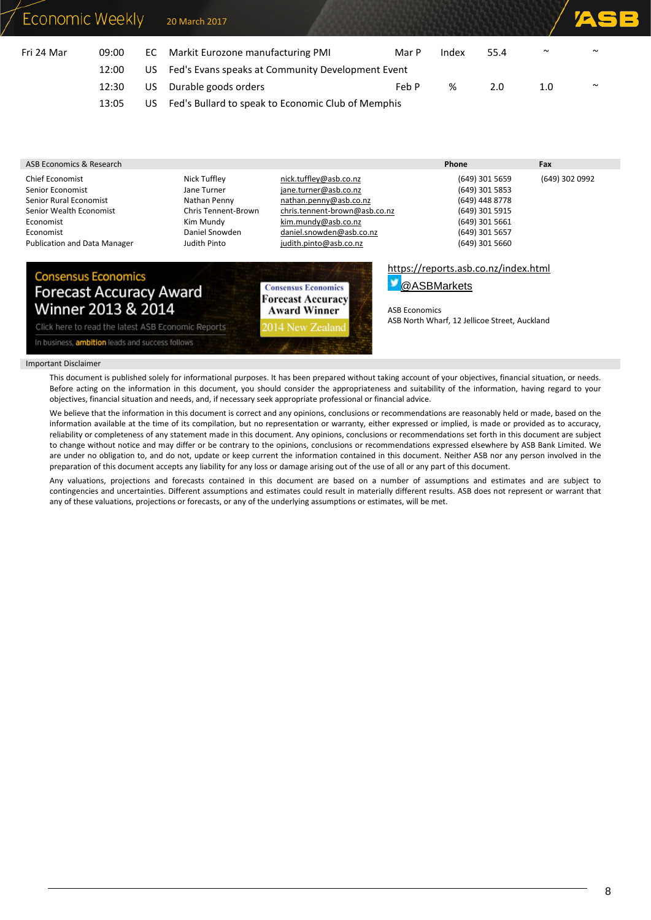| | | | | | | | | |
|---|---|---|---|---|---|---|---|---|
| Fri 24 Mar | 09:00 | EC | Markit Eurozone manufacturing PMI | Mar P | Index | 55.4 | ~ | ~ |
| | 12:00 | US | Fed's Evans speaks at Community Development Event | | | | | |
| | 12:30 | US | Durable goods orders | Feb P | % | 2.0 | 1.0 | ~ |
| | 13:05 | US | Fed's Bullard to speak to Economic Club of Memphis | | | | | |

| ASB Economics & Research | | | Phone | Fax |
|---|---|---|---|---|
| Chief Economist | Nick Tuffley | nick.tuffley@asb.co.nz | (649) 301 5659 | (649) 302 0992 |
| Senior Economist | Jane Turner | jane.turner@asb.co.nz | (649) 301 5853 | |
| Senior Rural Economist | Nathan Penny | nathan.penny@asb.co.nz | (649) 448 8778 | |
| Senior Wealth Economist | Chris Tennent-Brown | chris.tennent-brown@asb.co.nz | (649) 301 5915 | |
| Economist | Kim Mundy | kim.mundy@asb.co.nz | (649) 301 5661 | |
| Economist | Daniel Snowden | daniel.snowden@asb.co.nz | (649) 301 5657 | |
| Publication and Data Manager | Judith Pinto | judith.pinto@asb.co.nz | (649) 301 5660 | |

Consensus Economics
Forecast Accuracy Award
Winner 2013 & 2014

Click here to read the latest ASB Economic Reports

In business, **ambition** leads and success follows

Consensus Economics
Forecast Accuracy
Award Winner
2014 New Zealand

https://reports.asb.co.nz/index.html

@ASBMarkets

ASB Economics
ASB North Wharf, 12 Jellicoe Street, Auckland

Important Disclaimer

This document is published solely for informational purposes. It has been prepared without taking account of your objectives, financial situation, or needs. Before acting on the information in this document, you should consider the appropriateness and suitability of the information, having regard to your objectives, financial situation and needs, and, if necessary seek appropriate professional or financial advice.

We believe that the information in this document is correct and any opinions, conclusions or recommendations are reasonably held or made, based on the information available at the time of its compilation, but no representation or warranty, either expressed or implied, is made or provided as to accuracy, reliability or completeness of any statement made in this document. Any opinions, conclusions or recommendations set forth in this document are subject to change without notice and may differ or be contrary to the opinions, conclusions or recommendations expressed elsewhere by ASB Bank Limited. We are under no obligation to, and do not, update or keep current the information contained in this document. Neither ASB nor any person involved in the preparation of this document accepts any liability for any loss or damage arising out of the use of all or any part of this document.

Any valuations, projections and forecasts contained in this document are based on a number of assumptions and estimates and are subject to contingencies and uncertainties. Different assumptions and estimates could result in materially different results. ASB does not represent or warrant that any of these valuations, projections or forecasts, or any of the underlying assumptions or estimates, will be met.